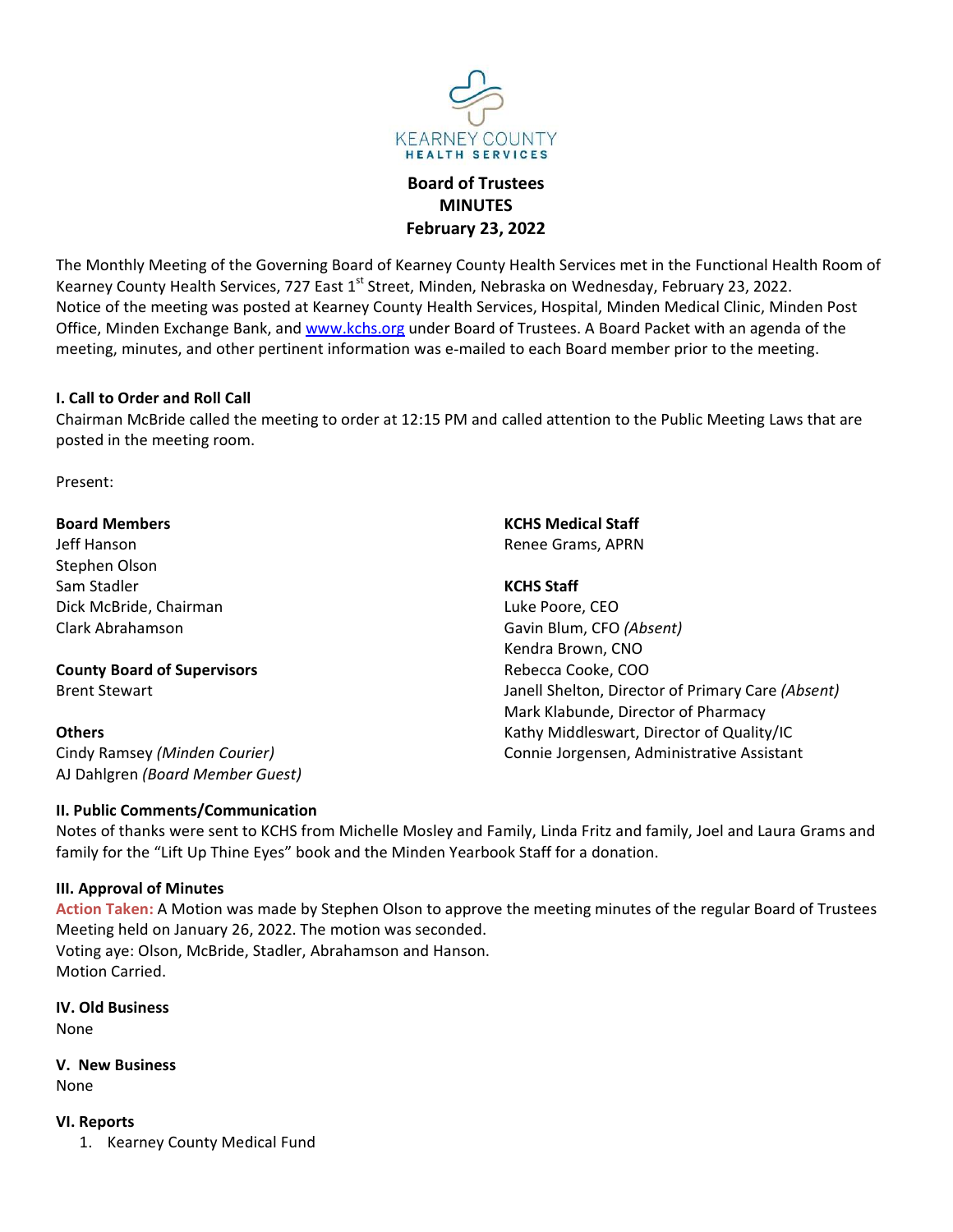KEARNEY COUNTY
HEALTH SERVICES

# Board of Trustees
# MINUTES
# February 23, 2022

The Monthly Meeting of the Governing Board of Kearney County Health Services met in the Functional Health Room of Kearney County Health Services, 727 East 1st Street, Minden, Nebraska on Wednesday, February 23, 2022. Notice of the meeting was posted at Kearney County Health Services, Hospital, Minden Medical Clinic, Minden Post Office, Minden Exchange Bank, and [www.kchs.org](http://www.kchs.org) under Board of Trustees. A Board Packet with an agenda of the meeting, minutes, and other pertinent information was e-mailed to each Board member prior to the meeting.

## I. Call to Order and Roll Call

Chairman McBride called the meeting to order at 12:15 PM and called attention to the Public Meeting Laws that are posted in the meeting room.

Present:

**Board Members**
Jeff Hanson
Stephen Olson
Sam Stadler
Dick McBride, Chairman
Clark Abrahamson

**County Board of Supervisors**
Brent Stewart

**Others**
Cindy Ramsey *(Minden Courier)*
AJ Dahlgren *(Board Member Guest)*

**KCHS Medical Staff**
Renee Grams, APRN

**KCHS Staff**
Luke Poore, CEO
Gavin Blum, CFO *(Absent)*
Kendra Brown, CNO
Rebecca Cooke, COO
Janell Shelton, Director of Primary Care *(Absent)*
Mark Klabunde, Director of Pharmacy
Kathy Middleswart, Director of Quality/IC
Connie Jorgensen, Administrative Assistant

## II. Public Comments/Communication

Notes of thanks were sent to KCHS from Michelle Mosley and Family, Linda Fritz and family, Joel and Laura Grams and family for the "Lift Up Thine Eyes" book and the Minden Yearbook Staff for a donation.

## III. Approval of Minutes

**Action Taken:** A Motion was made by Stephen Olson to approve the meeting minutes of the regular Board of Trustees Meeting held on January 26, 2022. The motion was seconded.
Voting aye: Olson, McBride, Stadler, Abrahamson and Hanson.
Motion Carried.

## IV. Old Business

None

## V. New Business

None

## VI. Reports

1. Kearney County Medical Fund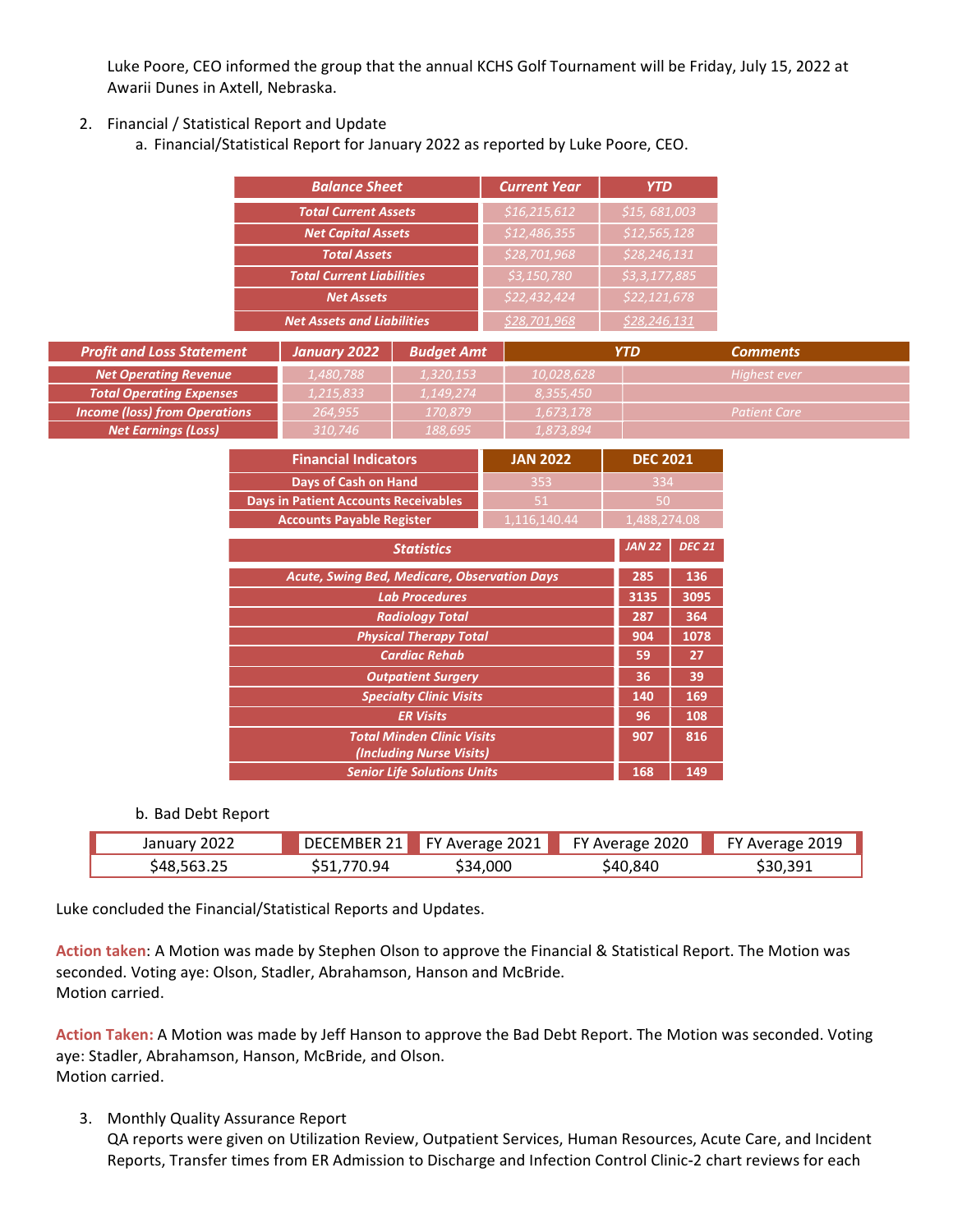Luke Poore, CEO informed the group that the annual KCHS Golf Tournament will be Friday, July 15, 2022 at Awarii Dunes in Axtell, Nebraska.

2. Financial / Statistical Report and Update
   a. Financial/Statistical Report for January 2022 as reported by Luke Poore, CEO.

| Balance Sheet | Current Year | YTD |
|---|---|---|
| Total Current Assets | $16,215,612 | $15, 681,003 |
| Net Capital Assets | $12,486,355 | $12,565,128 |
| Total Assets | $28,701,968 | $28,246,131 |
| Total Current Liabilities | $3,150,780 | $3,3,177,885 |
| Net Assets | $22,432,424 | $22,121,678 |
| Net Assets and Liabilities | $28,701,968 | $28,246,131 |

| Profit and Loss Statement | January 2022 | Budget Amt | YTD | Comments |
|---|---|---|---|---|
| Net Operating Revenue | 1,480,788 | 1,320,153 | 10,028,628 | Highest ever |
| Total Operating Expenses | 1,215,833 | 1,149,274 | 8,355,450 | |
| Income (loss) from Operations | 264,955 | 170,879 | 1,673,178 | Patient Care |
| Net Earnings (Loss) | 310,746 | 188,695 | 1,873,894 | |

| Financial Indicators | JAN 2022 | DEC 2021 |
|---|---|---|
| Days of Cash on Hand | 353 | 334 |
| Days in Patient Accounts Receivables | 51 | 50 |
| Accounts Payable Register | 1,116,140.44 | 1,488,274.08 |

| Statistics | JAN 22 | DEC 21 |
|---|---|---|
| Acute, Swing Bed, Medicare, Observation Days | 285 | 136 |
| Lab Procedures | 3135 | 3095 |
| Radiology Total | 287 | 364 |
| Physical Therapy Total | 904 | 1078 |
| Cardiac Rehab | 59 | 27 |
| Outpatient Surgery | 36 | 39 |
| Specialty Clinic Visits | 140 | 169 |
| ER Visits | 96 | 108 |
| Total Minden Clinic Visits (Including Nurse Visits) | 907 | 816 |
| Senior Life Solutions Units | 168 | 149 |

   b. Bad Debt Report

| January 2022 | DECEMBER 21 | FY Average 2021 | FY Average 2020 | FY Average 2019 |
|---|---|---|---|---|
| $48,563.25 | $51,770.94 | $34,000 | $40,840 | $30,391 |

Luke concluded the Financial/Statistical Reports and Updates.

**Action taken**: A Motion was made by Stephen Olson to approve the Financial & Statistical Report. The Motion was seconded. Voting aye: Olson, Stadler, Abrahamson, Hanson and McBride.
Motion carried.

**Action Taken:** A Motion was made by Jeff Hanson to approve the Bad Debt Report. The Motion was seconded. Voting aye: Stadler, Abrahamson, Hanson, McBride, and Olson.
Motion carried.

3. Monthly Quality Assurance Report
   QA reports were given on Utilization Review, Outpatient Services, Human Resources, Acute Care, and Incident Reports, Transfer times from ER Admission to Discharge and Infection Control Clinic-2 chart reviews for each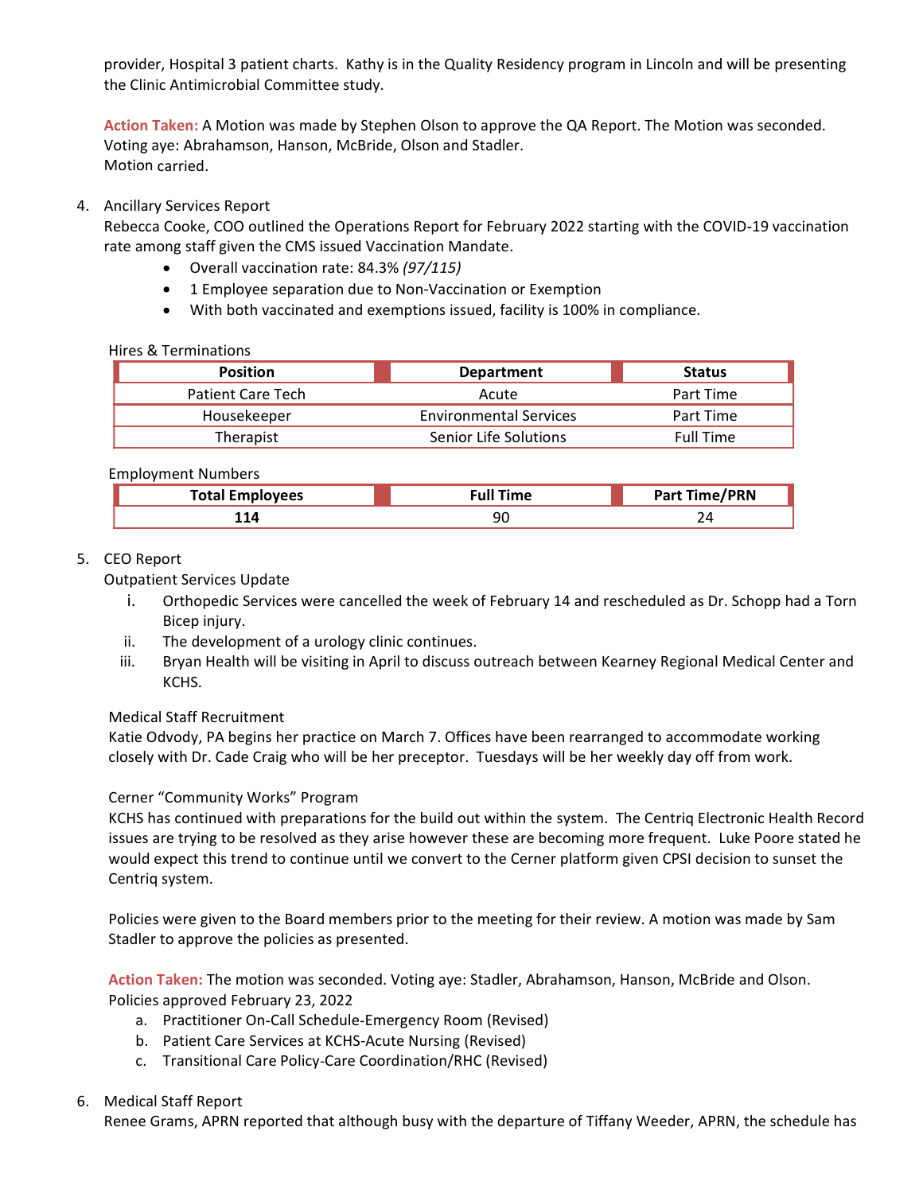provider, Hospital 3 patient charts. Kathy is in the Quality Residency program in Lincoln and will be presenting the Clinic Antimicrobial Committee study.

**Action Taken:** A Motion was made by Stephen Olson to approve the QA Report. The Motion was seconded. Voting aye: Abrahamson, Hanson, McBride, Olson and Stadler.
Motion carried.

4. Ancillary Services Report
Rebecca Cooke, COO outlined the Operations Report for February 2022 starting with the COVID-19 vaccination rate among staff given the CMS issued Vaccination Mandate.
   - Overall vaccination rate: 84.3% *(97/115)*
   - 1 Employee separation due to Non-Vaccination or Exemption
   - With both vaccinated and exemptions issued, facility is 100% in compliance.

Hires & Terminations

| Position | Department | Status |
|---|---|---|
| Patient Care Tech | Acute | Part Time |
| Housekeeper | Environmental Services | Part Time |
| Therapist | Senior Life Solutions | Full Time |

Employment Numbers

| Total Employees | Full Time | Part Time/PRN |
|---|---|---|
| **114** | 90 | 24 |

5. CEO Report
Outpatient Services Update
   i. Orthopedic Services were cancelled the week of February 14 and rescheduled as Dr. Schopp had a Torn Bicep injury.
   ii. The development of a urology clinic continues.
   iii. Bryan Health will be visiting in April to discuss outreach between Kearney Regional Medical Center and KCHS.

Medical Staff Recruitment
Katie Odvody, PA begins her practice on March 7. Offices have been rearranged to accommodate working closely with Dr. Cade Craig who will be her preceptor. Tuesdays will be her weekly day off from work.

Cerner "Community Works" Program
KCHS has continued with preparations for the build out within the system. The Centriq Electronic Health Record issues are trying to be resolved as they arise however these are becoming more frequent. Luke Poore stated he would expect this trend to continue until we convert to the Cerner platform given CPSI decision to sunset the Centriq system.

Policies were given to the Board members prior to the meeting for their review. A motion was made by Sam Stadler to approve the policies as presented.

**Action Taken:** The motion was seconded. Voting aye: Stadler, Abrahamson, Hanson, McBride and Olson.
Policies approved February 23, 2022
   a. Practitioner On-Call Schedule-Emergency Room (Revised)
   b. Patient Care Services at KCHS-Acute Nursing (Revised)
   c. Transitional Care Policy-Care Coordination/RHC (Revised)

6. Medical Staff Report
Renee Grams, APRN reported that although busy with the departure of Tiffany Weeder, APRN, the schedule has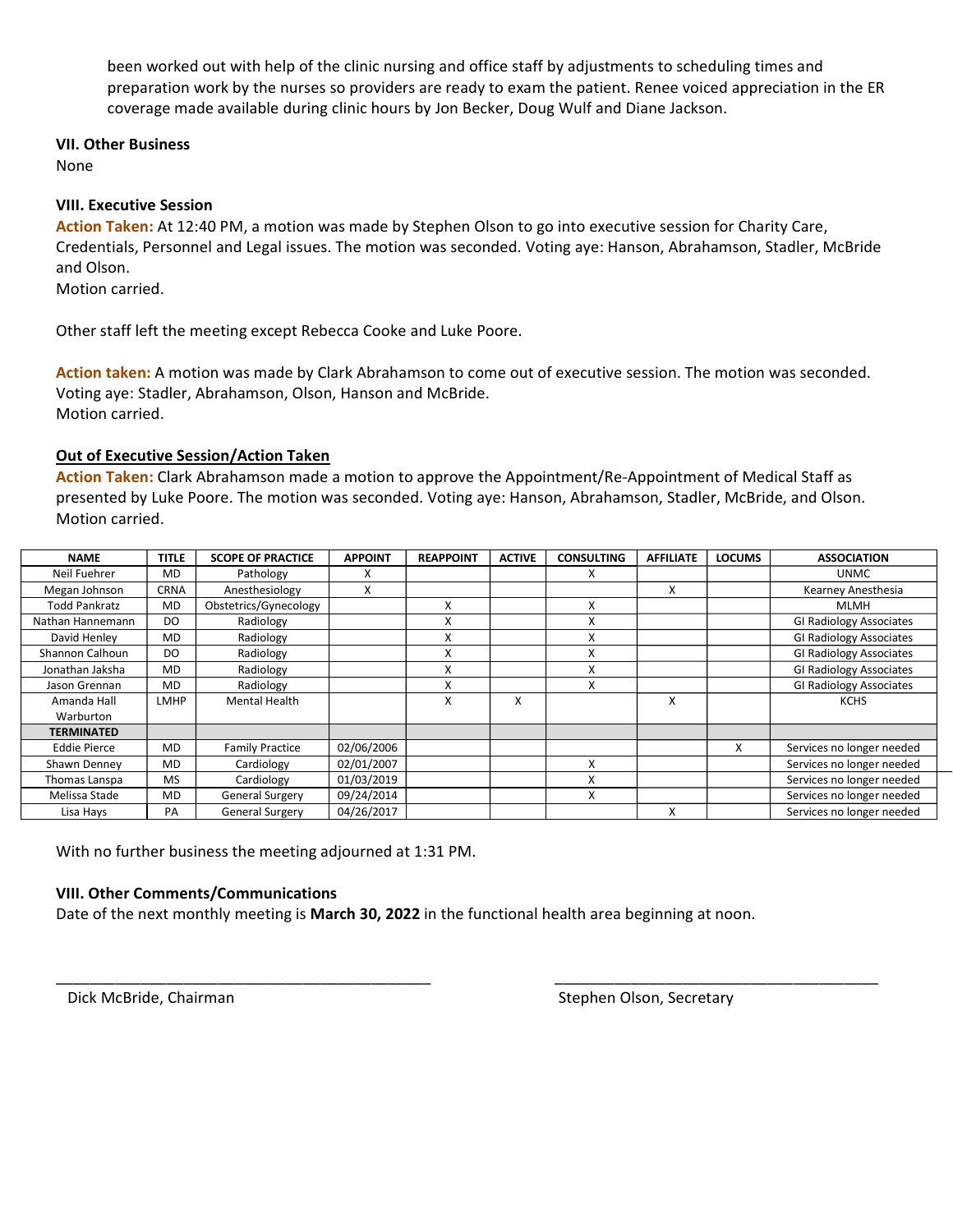been worked out with help of the clinic nursing and office staff by adjustments to scheduling times and preparation work by the nurses so providers are ready to exam the patient. Renee voiced appreciation in the ER coverage made available during clinic hours by Jon Becker, Doug Wulf and Diane Jackson.

**VII. Other Business**

None

**VIII. Executive Session**

**Action Taken:** At 12:40 PM, a motion was made by Stephen Olson to go into executive session for Charity Care, Credentials, Personnel and Legal issues. The motion was seconded. Voting aye: Hanson, Abrahamson, Stadler, McBride and Olson.
Motion carried.

Other staff left the meeting except Rebecca Cooke and Luke Poore.

**Action taken:** A motion was made by Clark Abrahamson to come out of executive session. The motion was seconded. Voting aye: Stadler, Abrahamson, Olson, Hanson and McBride.
Motion carried.

**Out of Executive Session/Action Taken**

**Action Taken:** Clark Abrahamson made a motion to approve the Appointment/Re-Appointment of Medical Staff as presented by Luke Poore. The motion was seconded. Voting aye: Hanson, Abrahamson, Stadler, McBride, and Olson.
Motion carried.

| NAME | TITLE | SCOPE OF PRACTICE | APPOINT | REAPPOINT | ACTIVE | CONSULTING | AFFILIATE | LOCUMS | ASSOCIATION |
|---|---|---|---|---|---|---|---|---|---|
| Neil Fuehrer | MD | Pathology | X | | | X | | | UNMC |
| Megan Johnson | CRNA | Anesthesiology | X | | | | X | | Kearney Anesthesia |
| Todd Pankratz | MD | Obstetrics/Gynecology | | X | | X | | | MLMH |
| Nathan Hannemann | DO | Radiology | | X | | X | | | GI Radiology Associates |
| David Henley | MD | Radiology | | X | | X | | | GI Radiology Associates |
| Shannon Calhoun | DO | Radiology | | X | | X | | | GI Radiology Associates |
| Jonathan Jaksha | MD | Radiology | | X | | X | | | GI Radiology Associates |
| Jason Grennan | MD | Radiology | | X | | X | | | GI Radiology Associates |
| Amanda Hall Warburton | LMHP | Mental Health | | X | X | | X | | KCHS |
| **TERMINATED** | | | | | | | | | |
| Eddie Pierce | MD | Family Practice | 02/06/2006 | | | | | X | Services no longer needed |
| Shawn Denney | MD | Cardiology | 02/01/2007 | | | X | | | Services no longer needed |
| Thomas Lanspa | MS | Cardiology | 01/03/2019 | | | X | | | Services no longer needed |
| Melissa Stade | MD | General Surgery | 09/24/2014 | | | X | | | Services no longer needed |
| Lisa Hays | PA | General Surgery | 04/26/2017 | | | | X | | Services no longer needed |

With no further business the meeting adjourned at 1:31 PM.

**VIII. Other Comments/Communications**

Date of the next monthly meeting is **March 30, 2022** in the functional health area beginning at noon.

\_\_\_\_\_\_\_\_\_\_\_\_\_\_\_\_\_\_\_\_\_\_\_\_\_\_\_\_\_\_\_\_\_\_\_\_\_\_\_\_\_\_\_\_
Dick McBride, Chairman

\_\_\_\_\_\_\_\_\_\_\_\_\_\_\_\_\_\_\_\_\_\_\_\_\_\_\_\_\_\_\_\_\_\_\_\_\_\_\_\_\_\_\_\_
Stephen Olson, Secretary